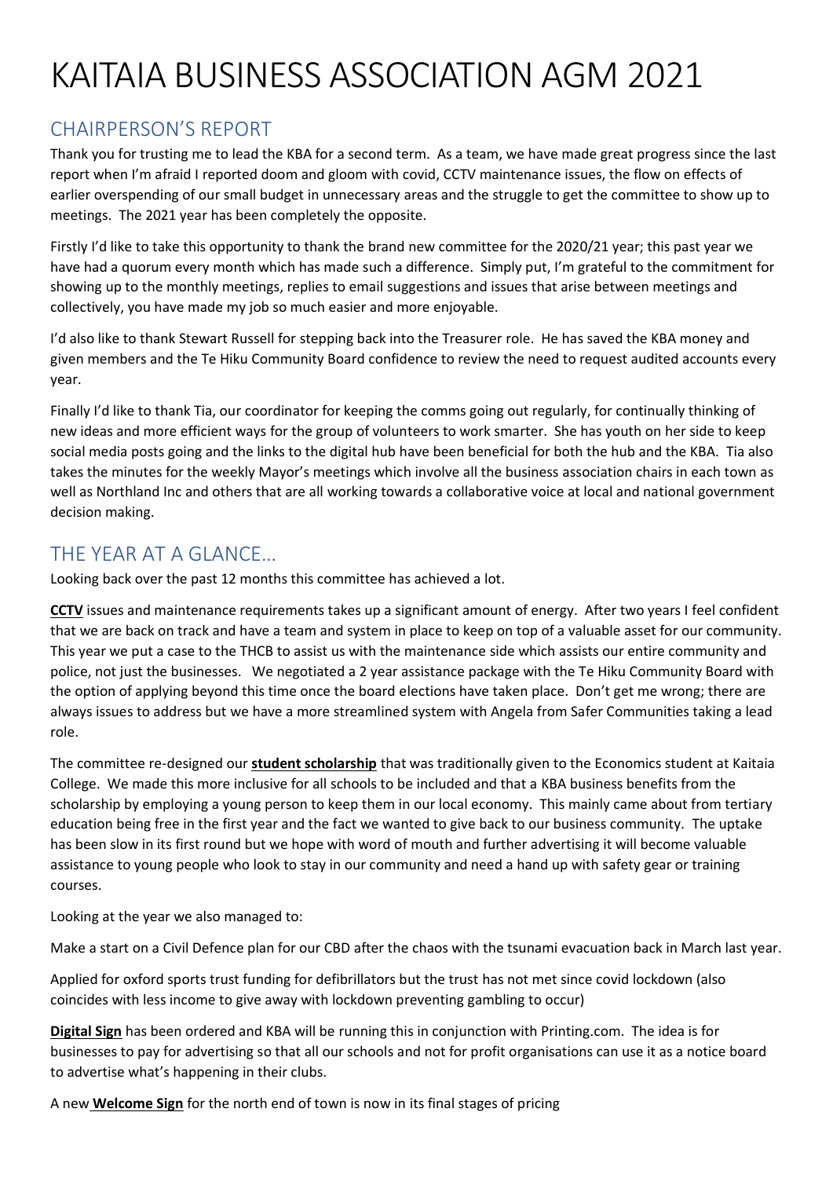# KAITAIA BUSINESS ASSOCIATION AGM 2021

## CHAIRPERSON'S REPORT

Thank you for trusting me to lead the KBA for a second term. As a team, we have made great progress since the last report when I'm afraid I reported doom and gloom with covid, CCTV maintenance issues, the flow on effects of earlier overspending of our small budget in unnecessary areas and the struggle to get the committee to show up to meetings. The 2021 year has been completely the opposite.

Firstly I'd like to take this opportunity to thank the brand new committee for the 2020/21 year; this past year we have had a quorum every month which has made such a difference. Simply put, I'm grateful to the commitment for showing up to the monthly meetings, replies to email suggestions and issues that arise between meetings and collectively, you have made my job so much easier and more enjoyable.

I'd also like to thank Stewart Russell for stepping back into the Treasurer role. He has saved the KBA money and given members and the Te Hiku Community Board confidence to review the need to request audited accounts every year.

Finally I'd like to thank Tia, our coordinator for keeping the comms going out regularly, for continually thinking of new ideas and more efficient ways for the group of volunteers to work smarter. She has youth on her side to keep social media posts going and the links to the digital hub have been beneficial for both the hub and the KBA. Tia also takes the minutes for the weekly Mayor's meetings which involve all the business association chairs in each town as well as Northland Inc and others that are all working towards a collaborative voice at local and national government decision making.

## THE YEAR AT A GLANCE…

Looking back over the past 12 months this committee has achieved a lot.

**CCTV** issues and maintenance requirements takes up a significant amount of energy. After two years I feel confident that we are back on track and have a team and system in place to keep on top of a valuable asset for our community. This year we put a case to the THCB to assist us with the maintenance side which assists our entire community and police, not just the businesses. We negotiated a 2 year assistance package with the Te Hiku Community Board with the option of applying beyond this time once the board elections have taken place. Don't get me wrong; there are always issues to address but we have a more streamlined system with Angela from Safer Communities taking a lead role.

The committee re-designed our **student scholarship** that was traditionally given to the Economics student at Kaitaia College. We made this more inclusive for all schools to be included and that a KBA business benefits from the scholarship by employing a young person to keep them in our local economy. This mainly came about from tertiary education being free in the first year and the fact we wanted to give back to our business community. The uptake has been slow in its first round but we hope with word of mouth and further advertising it will become valuable assistance to young people who look to stay in our community and need a hand up with safety gear or training courses.

Looking at the year we also managed to:

Make a start on a Civil Defence plan for our CBD after the chaos with the tsunami evacuation back in March last year.

Applied for oxford sports trust funding for defibrillators but the trust has not met since covid lockdown (also coincides with less income to give away with lockdown preventing gambling to occur)

**Digital Sign** has been ordered and KBA will be running this in conjunction with Printing.com. The idea is for businesses to pay for advertising so that all our schools and not for profit organisations can use it as a notice board to advertise what's happening in their clubs.

A new **Welcome Sign** for the north end of town is now in its final stages of pricing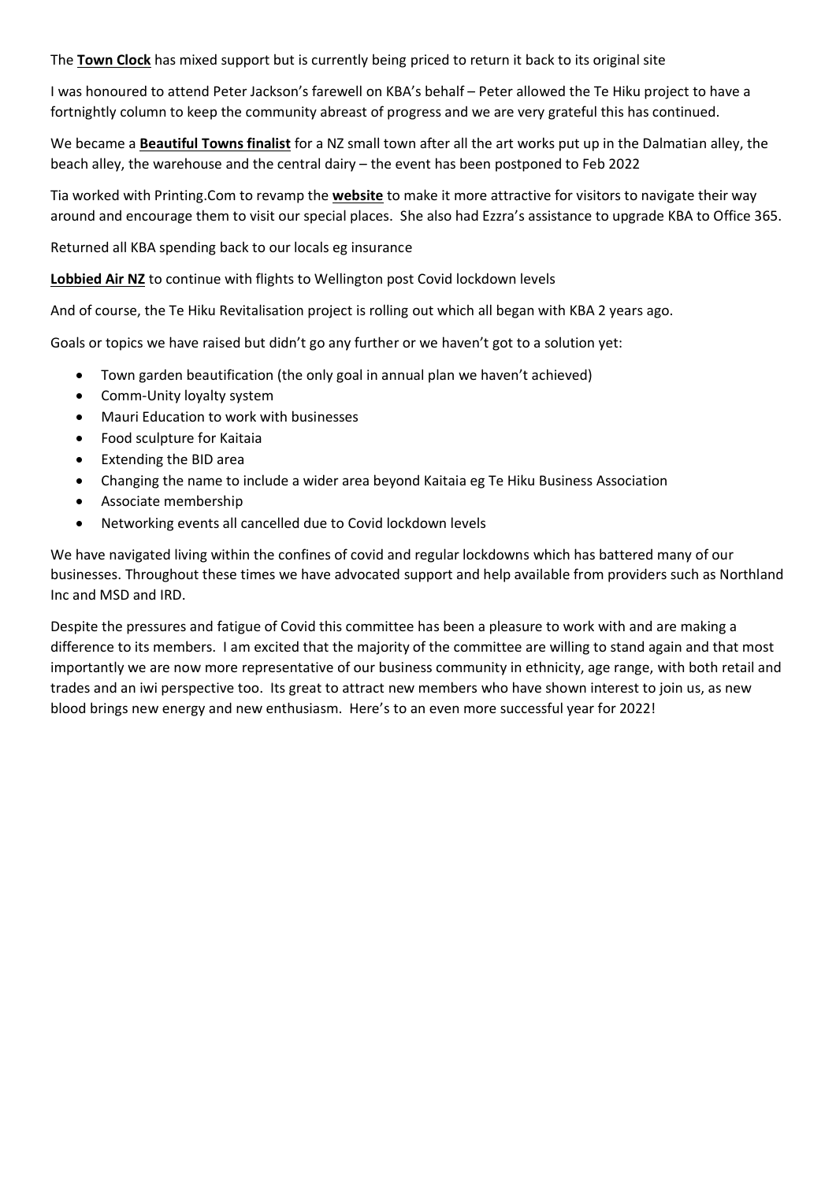The **Town Clock** has mixed support but is currently being priced to return it back to its original site

I was honoured to attend Peter Jackson's farewell on KBA's behalf – Peter allowed the Te Hiku project to have a fortnightly column to keep the community abreast of progress and we are very grateful this has continued.

We became a **Beautiful Towns finalist** for a NZ small town after all the art works put up in the Dalmatian alley, the beach alley, the warehouse and the central dairy – the event has been postponed to Feb 2022

Tia worked with Printing.Com to revamp the **website** to make it more attractive for visitors to navigate their way around and encourage them to visit our special places. She also had Ezzra's assistance to upgrade KBA to Office 365.

Returned all KBA spending back to our locals eg insurance

**Lobbied Air NZ** to continue with flights to Wellington post Covid lockdown levels

And of course, the Te Hiku Revitalisation project is rolling out which all began with KBA 2 years ago.

Goals or topics we have raised but didn't go any further or we haven't got to a solution yet:

- Town garden beautification (the only goal in annual plan we haven't achieved)
- Comm-Unity loyalty system
- Mauri Education to work with businesses
- Food sculpture for Kaitaia
- Extending the BID area
- Changing the name to include a wider area beyond Kaitaia eg Te Hiku Business Association
- Associate membership
- Networking events all cancelled due to Covid lockdown levels

We have navigated living within the confines of covid and regular lockdowns which has battered many of our businesses. Throughout these times we have advocated support and help available from providers such as Northland Inc and MSD and IRD.

Despite the pressures and fatigue of Covid this committee has been a pleasure to work with and are making a difference to its members. I am excited that the majority of the committee are willing to stand again and that most importantly we are now more representative of our business community in ethnicity, age range, with both retail and trades and an iwi perspective too. Its great to attract new members who have shown interest to join us, as new blood brings new energy and new enthusiasm. Here's to an even more successful year for 2022!